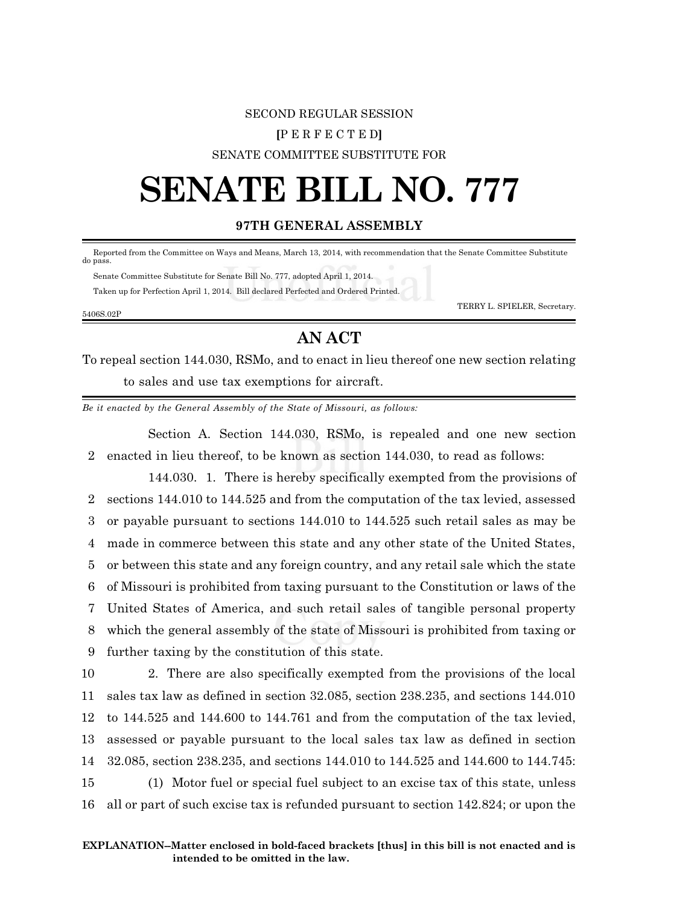SECOND REGULAR SESSION

[P E R F E C T E D]

SENATE COMMITTEE SUBSTITUTE FOR

# SENATE BILL NO. 777

**97TH GENERAL ASSEMBLY**

Reported from the Committee on Ways and Means, March 13, 2014, with recommendation that the Senate Committee Substitute do pass.

Senate Committee Substitute for Senate Bill No. 777, adopted April 1, 2014.

Taken up for Perfection April 1, 2014. Bill declared Perfected and Ordered Printed.

TERRY L. SPIELER, Secretary.

5406S.02P

## AN ACT

To repeal section 144.030, RSMo, and to enact in lieu thereof one new section relating to sales and use tax exemptions for aircraft.

*Be it enacted by the General Assembly of the State of Missouri, as follows:*

Section A. Section 144.030, RSMo, is repealed and one new section enacted in lieu thereof, to be known as section 144.030, to read as follows:

144.030. 1. There is hereby specifically exempted from the provisions of sections 144.010 to 144.525 and from the computation of the tax levied, assessed or payable pursuant to sections 144.010 to 144.525 such retail sales as may be made in commerce between this state and any other state of the United States, or between this state and any foreign country, and any retail sale which the state of Missouri is prohibited from taxing pursuant to the Constitution or laws of the United States of America, and such retail sales of tangible personal property which the general assembly of the state of Missouri is prohibited from taxing or further taxing by the constitution of this state.

2. There are also specifically exempted from the provisions of the local sales tax law as defined in section 32.085, section 238.235, and sections 144.010 to 144.525 and 144.600 to 144.761 and from the computation of the tax levied, assessed or payable pursuant to the local sales tax law as defined in section 32.085, section 238.235, and sections 144.010 to 144.525 and 144.600 to 144.745:

(1) Motor fuel or special fuel subject to an excise tax of this state, unless all or part of such excise tax is refunded pursuant to section 142.824; or upon the

**EXPLANATION–Matter enclosed in bold-faced brackets [thus] in this bill is not enacted and is intended to be omitted in the law.**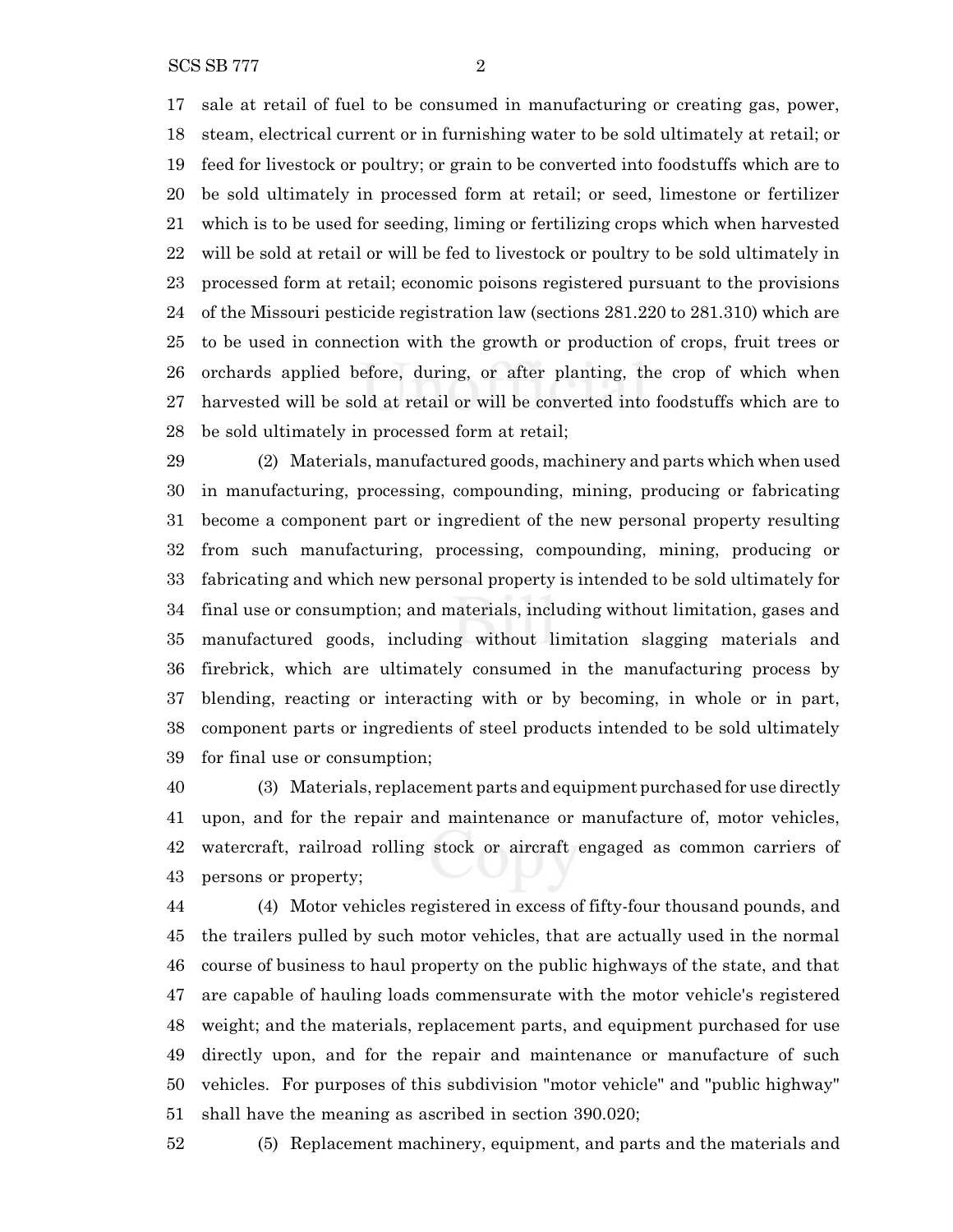17 sale at retail of fuel to be consumed in manufacturing or creating gas, power,
18 steam, electrical current or in furnishing water to be sold ultimately at retail; or
19 feed for livestock or poultry; or grain to be converted into foodstuffs which are to
20 be sold ultimately in processed form at retail; or seed, limestone or fertilizer
21 which is to be used for seeding, liming or fertilizing crops which when harvested
22 will be sold at retail or will be fed to livestock or poultry to be sold ultimately in
23 processed form at retail; economic poisons registered pursuant to the provisions
24 of the Missouri pesticide registration law (sections 281.220 to 281.310) which are
25 to be used in connection with the growth or production of crops, fruit trees or
26 orchards applied before, during, or after planting, the crop of which when
27 harvested will be sold at retail or will be converted into foodstuffs which are to
28 be sold ultimately in processed form at retail;

29 (2) Materials, manufactured goods, machinery and parts which when used
30 in manufacturing, processing, compounding, mining, producing or fabricating
31 become a component part or ingredient of the new personal property resulting
32 from such manufacturing, processing, compounding, mining, producing or
33 fabricating and which new personal property is intended to be sold ultimately for
34 final use or consumption; and materials, including without limitation, gases and
35 manufactured goods, including without limitation slagging materials and
36 firebrick, which are ultimately consumed in the manufacturing process by
37 blending, reacting or interacting with or by becoming, in whole or in part,
38 component parts or ingredients of steel products intended to be sold ultimately
39 for final use or consumption;

40 (3) Materials, replacement parts and equipment purchased for use directly
41 upon, and for the repair and maintenance or manufacture of, motor vehicles,
42 watercraft, railroad rolling stock or aircraft engaged as common carriers of
43 persons or property;

44 (4) Motor vehicles registered in excess of fifty-four thousand pounds, and
45 the trailers pulled by such motor vehicles, that are actually used in the normal
46 course of business to haul property on the public highways of the state, and that
47 are capable of hauling loads commensurate with the motor vehicle's registered
48 weight; and the materials, replacement parts, and equipment purchased for use
49 directly upon, and for the repair and maintenance or manufacture of such
50 vehicles. For purposes of this subdivision "motor vehicle" and "public highway"
51 shall have the meaning as ascribed in section 390.020;

52 (5) Replacement machinery, equipment, and parts and the materials and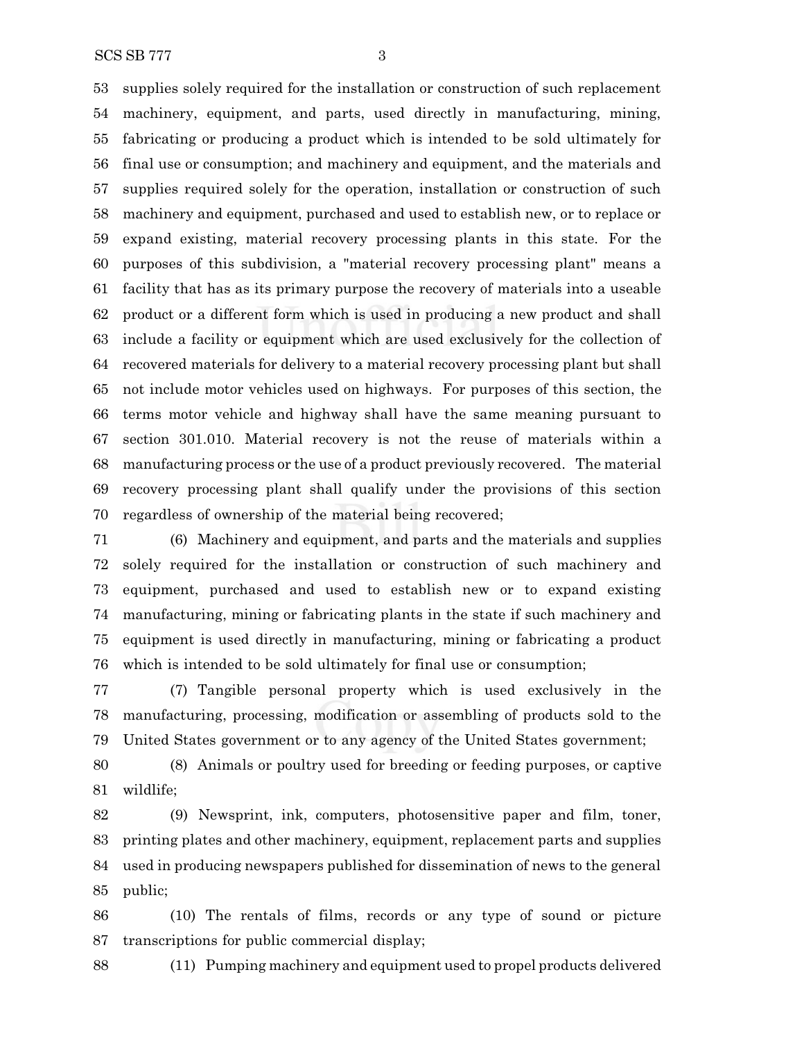supplies solely required for the installation or construction of such replacement machinery, equipment, and parts, used directly in manufacturing, mining, fabricating or producing a product which is intended to be sold ultimately for final use or consumption; and machinery and equipment, and the materials and supplies required solely for the operation, installation or construction of such machinery and equipment, purchased and used to establish new, or to replace or expand existing, material recovery processing plants in this state. For the purposes of this subdivision, a "material recovery processing plant" means a facility that has as its primary purpose the recovery of materials into a useable product or a different form which is used in producing a new product and shall include a facility or equipment which are used exclusively for the collection of recovered materials for delivery to a material recovery processing plant but shall not include motor vehicles used on highways. For purposes of this section, the terms motor vehicle and highway shall have the same meaning pursuant to section 301.010. Material recovery is not the reuse of materials within a manufacturing process or the use of a product previously recovered. The material recovery processing plant shall qualify under the provisions of this section regardless of ownership of the material being recovered;

(6) Machinery and equipment, and parts and the materials and supplies solely required for the installation or construction of such machinery and equipment, purchased and used to establish new or to expand existing manufacturing, mining or fabricating plants in the state if such machinery and equipment is used directly in manufacturing, mining or fabricating a product which is intended to be sold ultimately for final use or consumption;

(7) Tangible personal property which is used exclusively in the manufacturing, processing, modification or assembling of products sold to the United States government or to any agency of the United States government;

(8) Animals or poultry used for breeding or feeding purposes, or captive wildlife;

(9) Newsprint, ink, computers, photosensitive paper and film, toner, printing plates and other machinery, equipment, replacement parts and supplies used in producing newspapers published for dissemination of news to the general public;

(10) The rentals of films, records or any type of sound or picture transcriptions for public commercial display;

(11) Pumping machinery and equipment used to propel products delivered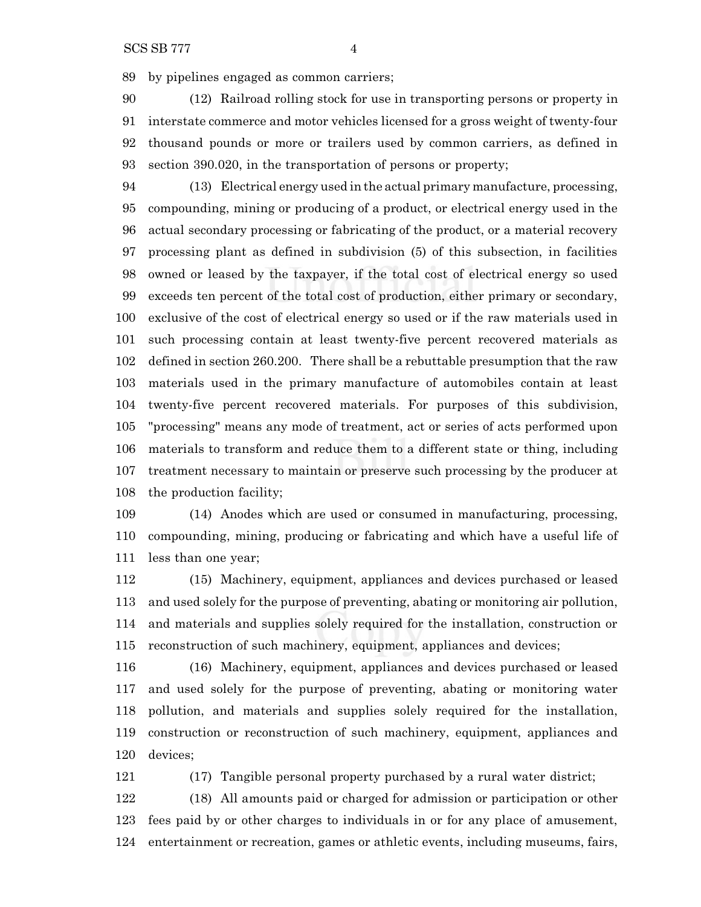by pipelines engaged as common carriers;

(12) Railroad rolling stock for use in transporting persons or property in interstate commerce and motor vehicles licensed for a gross weight of twenty-four thousand pounds or more or trailers used by common carriers, as defined in section 390.020, in the transportation of persons or property;

(13) Electrical energy used in the actual primary manufacture, processing, compounding, mining or producing of a product, or electrical energy used in the actual secondary processing or fabricating of the product, or a material recovery processing plant as defined in subdivision (5) of this subsection, in facilities owned or leased by the taxpayer, if the total cost of electrical energy so used exceeds ten percent of the total cost of production, either primary or secondary, exclusive of the cost of electrical energy so used or if the raw materials used in such processing contain at least twenty-five percent recovered materials as defined in section 260.200. There shall be a rebuttable presumption that the raw materials used in the primary manufacture of automobiles contain at least twenty-five percent recovered materials. For purposes of this subdivision, "processing" means any mode of treatment, act or series of acts performed upon materials to transform and reduce them to a different state or thing, including treatment necessary to maintain or preserve such processing by the producer at the production facility;

(14) Anodes which are used or consumed in manufacturing, processing, compounding, mining, producing or fabricating and which have a useful life of less than one year;

(15) Machinery, equipment, appliances and devices purchased or leased and used solely for the purpose of preventing, abating or monitoring air pollution, and materials and supplies solely required for the installation, construction or reconstruction of such machinery, equipment, appliances and devices;

(16) Machinery, equipment, appliances and devices purchased or leased and used solely for the purpose of preventing, abating or monitoring water pollution, and materials and supplies solely required for the installation, construction or reconstruction of such machinery, equipment, appliances and devices;

(17) Tangible personal property purchased by a rural water district;

(18) All amounts paid or charged for admission or participation or other fees paid by or other charges to individuals in or for any place of amusement, entertainment or recreation, games or athletic events, including museums, fairs,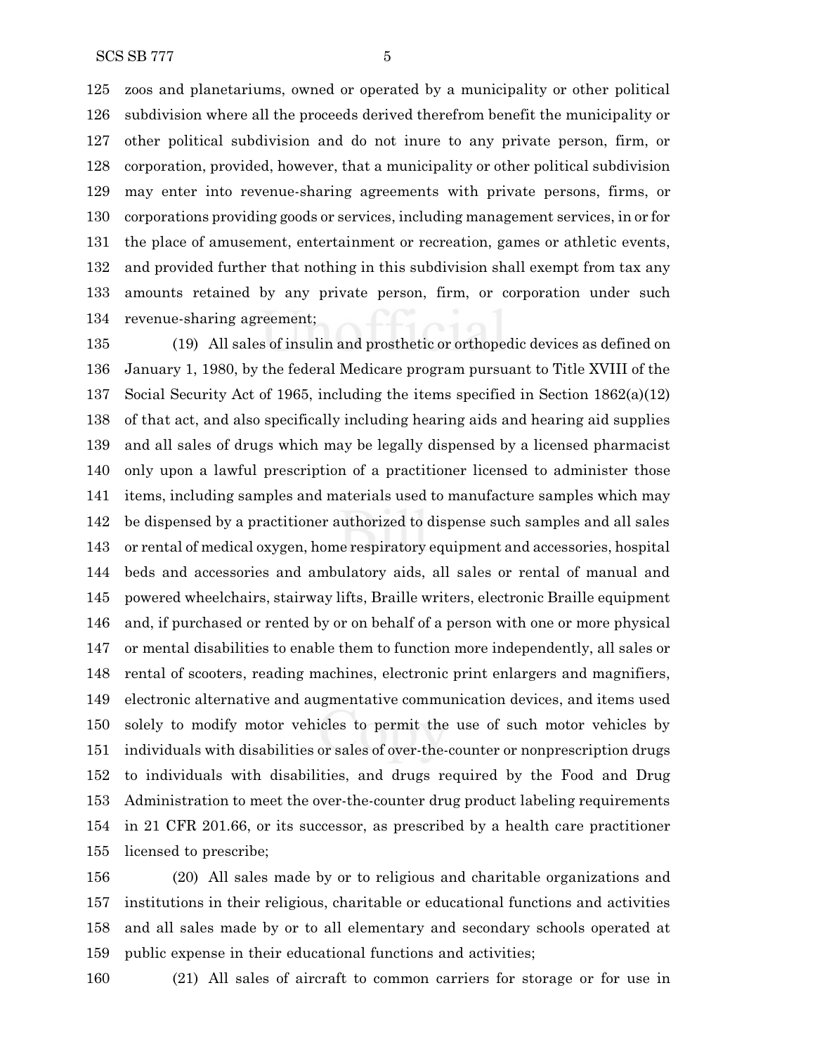zoos and planetariums, owned or operated by a municipality or other political subdivision where all the proceeds derived therefrom benefit the municipality or other political subdivision and do not inure to any private person, firm, or corporation, provided, however, that a municipality or other political subdivision may enter into revenue-sharing agreements with private persons, firms, or corporations providing goods or services, including management services, in or for the place of amusement, entertainment or recreation, games or athletic events, and provided further that nothing in this subdivision shall exempt from tax any amounts retained by any private person, firm, or corporation under such revenue-sharing agreement;

(19) All sales of insulin and prosthetic or orthopedic devices as defined on January 1, 1980, by the federal Medicare program pursuant to Title XVIII of the Social Security Act of 1965, including the items specified in Section 1862(a)(12) of that act, and also specifically including hearing aids and hearing aid supplies and all sales of drugs which may be legally dispensed by a licensed pharmacist only upon a lawful prescription of a practitioner licensed to administer those items, including samples and materials used to manufacture samples which may be dispensed by a practitioner authorized to dispense such samples and all sales or rental of medical oxygen, home respiratory equipment and accessories, hospital beds and accessories and ambulatory aids, all sales or rental of manual and powered wheelchairs, stairway lifts, Braille writers, electronic Braille equipment and, if purchased or rented by or on behalf of a person with one or more physical or mental disabilities to enable them to function more independently, all sales or rental of scooters, reading machines, electronic print enlargers and magnifiers, electronic alternative and augmentative communication devices, and items used solely to modify motor vehicles to permit the use of such motor vehicles by individuals with disabilities or sales of over-the-counter or nonprescription drugs to individuals with disabilities, and drugs required by the Food and Drug Administration to meet the over-the-counter drug product labeling requirements in 21 CFR 201.66, or its successor, as prescribed by a health care practitioner licensed to prescribe;

(20) All sales made by or to religious and charitable organizations and institutions in their religious, charitable or educational functions and activities and all sales made by or to all elementary and secondary schools operated at public expense in their educational functions and activities;

(21) All sales of aircraft to common carriers for storage or for use in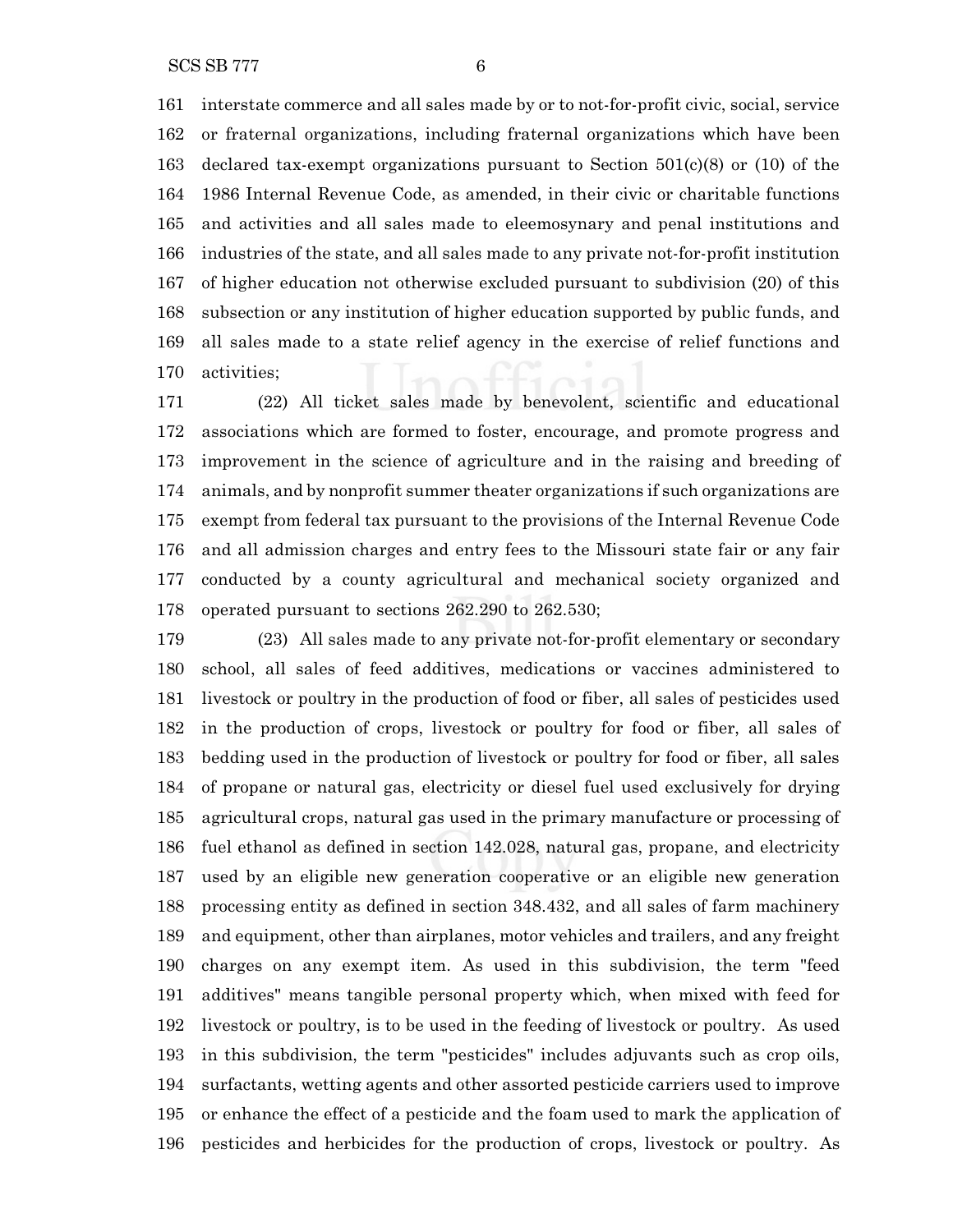interstate commerce and all sales made by or to not-for-profit civic, social, service or fraternal organizations, including fraternal organizations which have been declared tax-exempt organizations pursuant to Section 501(c)(8) or (10) of the 1986 Internal Revenue Code, as amended, in their civic or charitable functions and activities and all sales made to eleemosynary and penal institutions and industries of the state, and all sales made to any private not-for-profit institution of higher education not otherwise excluded pursuant to subdivision (20) of this subsection or any institution of higher education supported by public funds, and all sales made to a state relief agency in the exercise of relief functions and activities;

(22) All ticket sales made by benevolent, scientific and educational associations which are formed to foster, encourage, and promote progress and improvement in the science of agriculture and in the raising and breeding of animals, and by nonprofit summer theater organizations if such organizations are exempt from federal tax pursuant to the provisions of the Internal Revenue Code and all admission charges and entry fees to the Missouri state fair or any fair conducted by a county agricultural and mechanical society organized and operated pursuant to sections 262.290 to 262.530;

(23) All sales made to any private not-for-profit elementary or secondary school, all sales of feed additives, medications or vaccines administered to livestock or poultry in the production of food or fiber, all sales of pesticides used in the production of crops, livestock or poultry for food or fiber, all sales of bedding used in the production of livestock or poultry for food or fiber, all sales of propane or natural gas, electricity or diesel fuel used exclusively for drying agricultural crops, natural gas used in the primary manufacture or processing of fuel ethanol as defined in section 142.028, natural gas, propane, and electricity used by an eligible new generation cooperative or an eligible new generation processing entity as defined in section 348.432, and all sales of farm machinery and equipment, other than airplanes, motor vehicles and trailers, and any freight charges on any exempt item. As used in this subdivision, the term "feed additives" means tangible personal property which, when mixed with feed for livestock or poultry, is to be used in the feeding of livestock or poultry. As used in this subdivision, the term "pesticides" includes adjuvants such as crop oils, surfactants, wetting agents and other assorted pesticide carriers used to improve or enhance the effect of a pesticide and the foam used to mark the application of pesticides and herbicides for the production of crops, livestock or poultry. As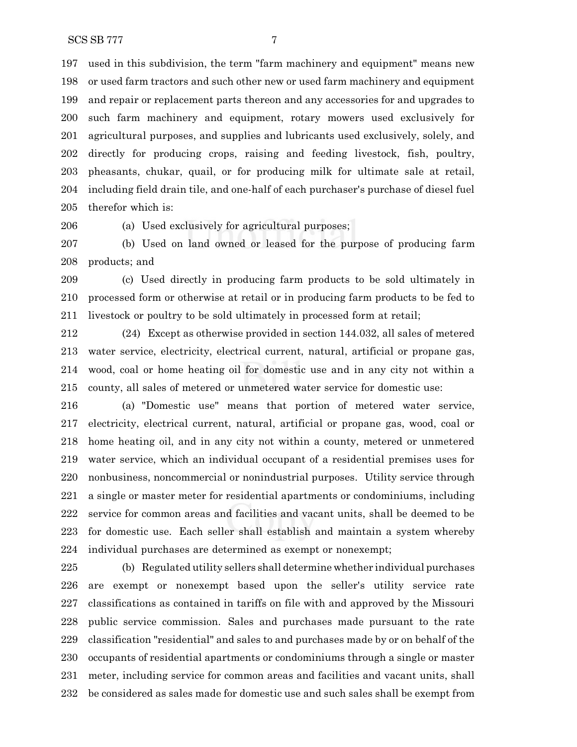used in this subdivision, the term "farm machinery and equipment" means new or used farm tractors and such other new or used farm machinery and equipment and repair or replacement parts thereon and any accessories for and upgrades to such farm machinery and equipment, rotary mowers used exclusively for agricultural purposes, and supplies and lubricants used exclusively, solely, and directly for producing crops, raising and feeding livestock, fish, poultry, pheasants, chukar, quail, or for producing milk for ultimate sale at retail, including field drain tile, and one-half of each purchaser's purchase of diesel fuel therefor which is:

(a) Used exclusively for agricultural purposes;

(b) Used on land owned or leased for the purpose of producing farm products; and

(c) Used directly in producing farm products to be sold ultimately in processed form or otherwise at retail or in producing farm products to be fed to livestock or poultry to be sold ultimately in processed form at retail;

(24) Except as otherwise provided in section 144.032, all sales of metered water service, electricity, electrical current, natural, artificial or propane gas, wood, coal or home heating oil for domestic use and in any city not within a county, all sales of metered or unmetered water service for domestic use:

(a) "Domestic use" means that portion of metered water service, electricity, electrical current, natural, artificial or propane gas, wood, coal or home heating oil, and in any city not within a county, metered or unmetered water service, which an individual occupant of a residential premises uses for nonbusiness, noncommercial or nonindustrial purposes. Utility service through a single or master meter for residential apartments or condominiums, including service for common areas and facilities and vacant units, shall be deemed to be for domestic use. Each seller shall establish and maintain a system whereby individual purchases are determined as exempt or nonexempt;

(b) Regulated utility sellers shall determine whether individual purchases are exempt or nonexempt based upon the seller's utility service rate classifications as contained in tariffs on file with and approved by the Missouri public service commission. Sales and purchases made pursuant to the rate classification "residential" and sales to and purchases made by or on behalf of the occupants of residential apartments or condominiums through a single or master meter, including service for common areas and facilities and vacant units, shall be considered as sales made for domestic use and such sales shall be exempt from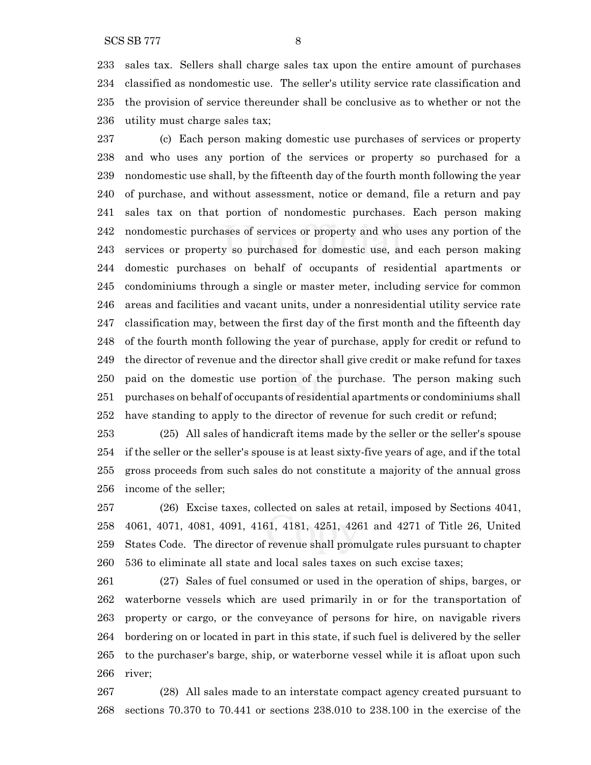sales tax. Sellers shall charge sales tax upon the entire amount of purchases classified as nondomestic use. The seller's utility service rate classification and the provision of service thereunder shall be conclusive as to whether or not the utility must charge sales tax;

(c) Each person making domestic use purchases of services or property and who uses any portion of the services or property so purchased for a nondomestic use shall, by the fifteenth day of the fourth month following the year of purchase, and without assessment, notice or demand, file a return and pay sales tax on that portion of nondomestic purchases. Each person making nondomestic purchases of services or property and who uses any portion of the services or property so purchased for domestic use, and each person making domestic purchases on behalf of occupants of residential apartments or condominiums through a single or master meter, including service for common areas and facilities and vacant units, under a nonresidential utility service rate classification may, between the first day of the first month and the fifteenth day of the fourth month following the year of purchase, apply for credit or refund to the director of revenue and the director shall give credit or make refund for taxes paid on the domestic use portion of the purchase. The person making such purchases on behalf of occupants of residential apartments or condominiums shall have standing to apply to the director of revenue for such credit or refund;

(25) All sales of handicraft items made by the seller or the seller's spouse if the seller or the seller's spouse is at least sixty-five years of age, and if the total gross proceeds from such sales do not constitute a majority of the annual gross income of the seller;

(26) Excise taxes, collected on sales at retail, imposed by Sections 4041, 4061, 4071, 4081, 4091, 4161, 4181, 4251, 4261 and 4271 of Title 26, United States Code. The director of revenue shall promulgate rules pursuant to chapter 536 to eliminate all state and local sales taxes on such excise taxes;

(27) Sales of fuel consumed or used in the operation of ships, barges, or waterborne vessels which are used primarily in or for the transportation of property or cargo, or the conveyance of persons for hire, on navigable rivers bordering on or located in part in this state, if such fuel is delivered by the seller to the purchaser's barge, ship, or waterborne vessel while it is afloat upon such river;

(28) All sales made to an interstate compact agency created pursuant to sections 70.370 to 70.441 or sections 238.010 to 238.100 in the exercise of the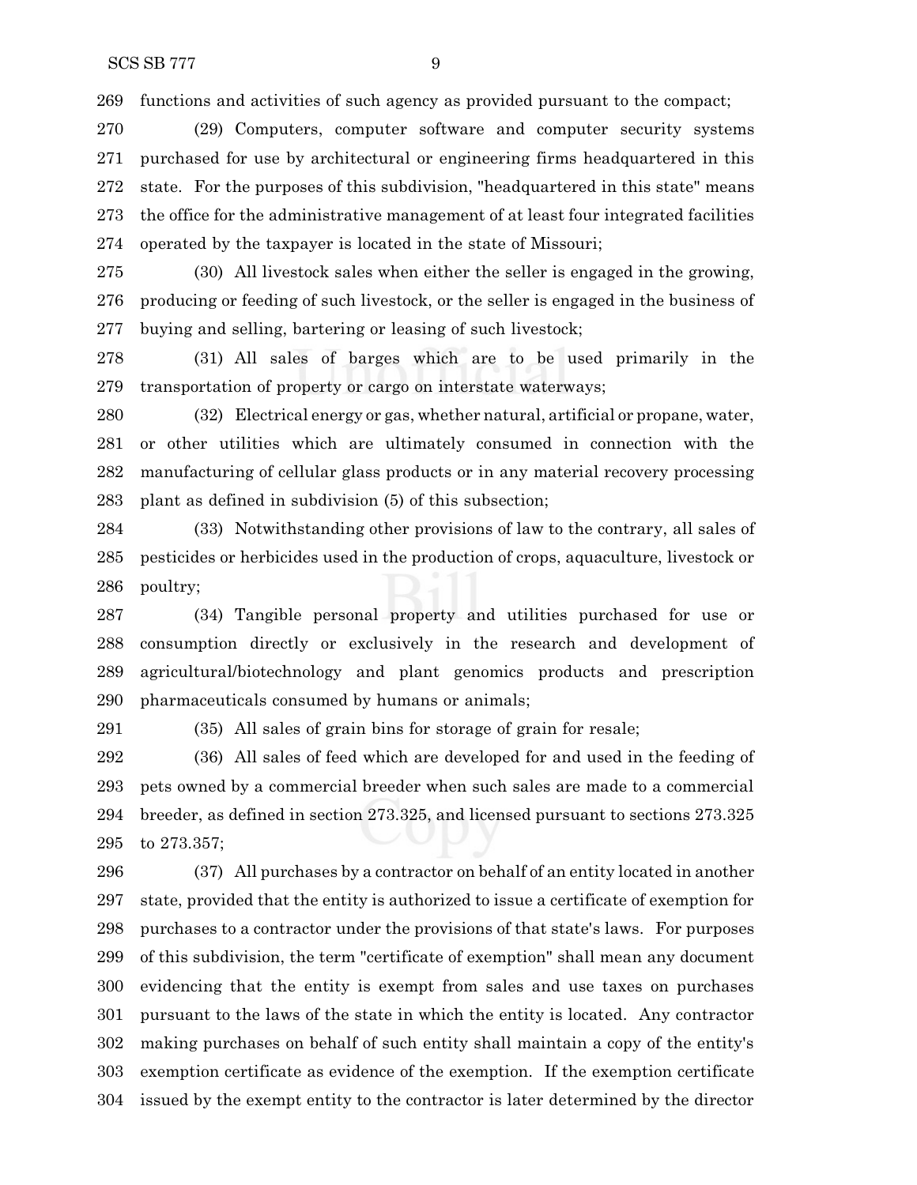functions and activities of such agency as provided pursuant to the compact;

(29) Computers, computer software and computer security systems purchased for use by architectural or engineering firms headquartered in this state. For the purposes of this subdivision, "headquartered in this state" means the office for the administrative management of at least four integrated facilities operated by the taxpayer is located in the state of Missouri;

(30) All livestock sales when either the seller is engaged in the growing, producing or feeding of such livestock, or the seller is engaged in the business of buying and selling, bartering or leasing of such livestock;

(31) All sales of barges which are to be used primarily in the transportation of property or cargo on interstate waterways;

(32) Electrical energy or gas, whether natural, artificial or propane, water, or other utilities which are ultimately consumed in connection with the manufacturing of cellular glass products or in any material recovery processing plant as defined in subdivision (5) of this subsection;

(33) Notwithstanding other provisions of law to the contrary, all sales of pesticides or herbicides used in the production of crops, aquaculture, livestock or poultry;

(34) Tangible personal property and utilities purchased for use or consumption directly or exclusively in the research and development of agricultural/biotechnology and plant genomics products and prescription pharmaceuticals consumed by humans or animals;

(35) All sales of grain bins for storage of grain for resale;

(36) All sales of feed which are developed for and used in the feeding of pets owned by a commercial breeder when such sales are made to a commercial breeder, as defined in section 273.325, and licensed pursuant to sections 273.325 to 273.357;

(37) All purchases by a contractor on behalf of an entity located in another state, provided that the entity is authorized to issue a certificate of exemption for purchases to a contractor under the provisions of that state's laws. For purposes of this subdivision, the term "certificate of exemption" shall mean any document evidencing that the entity is exempt from sales and use taxes on purchases pursuant to the laws of the state in which the entity is located. Any contractor making purchases on behalf of such entity shall maintain a copy of the entity's exemption certificate as evidence of the exemption. If the exemption certificate issued by the exempt entity to the contractor is later determined by the director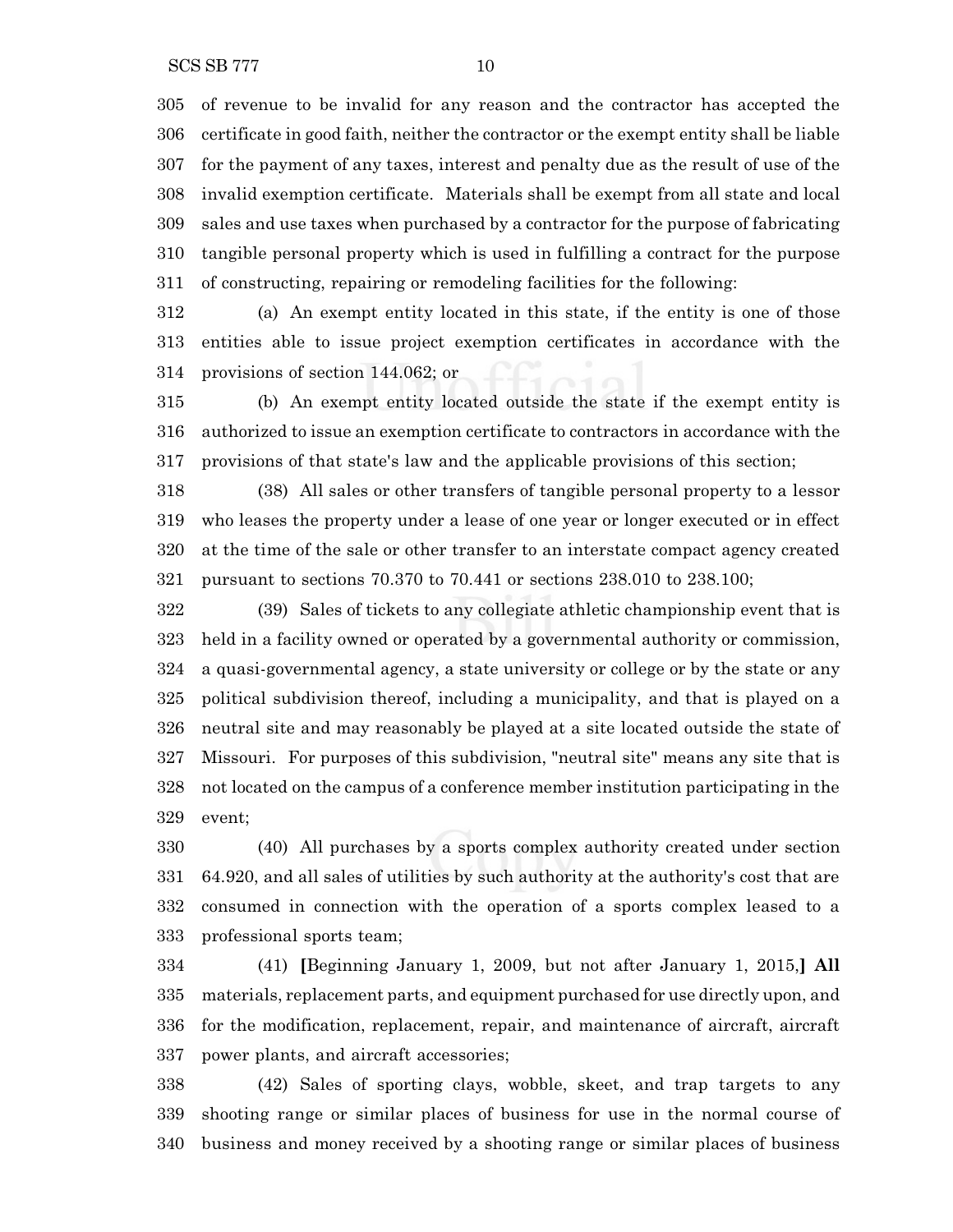of revenue to be invalid for any reason and the contractor has accepted the certificate in good faith, neither the contractor or the exempt entity shall be liable for the payment of any taxes, interest and penalty due as the result of use of the invalid exemption certificate. Materials shall be exempt from all state and local sales and use taxes when purchased by a contractor for the purpose of fabricating tangible personal property which is used in fulfilling a contract for the purpose of constructing, repairing or remodeling facilities for the following:

(a) An exempt entity located in this state, if the entity is one of those entities able to issue project exemption certificates in accordance with the provisions of section 144.062; or

(b) An exempt entity located outside the state if the exempt entity is authorized to issue an exemption certificate to contractors in accordance with the provisions of that state's law and the applicable provisions of this section;

(38) All sales or other transfers of tangible personal property to a lessor who leases the property under a lease of one year or longer executed or in effect at the time of the sale or other transfer to an interstate compact agency created pursuant to sections 70.370 to 70.441 or sections 238.010 to 238.100;

(39) Sales of tickets to any collegiate athletic championship event that is held in a facility owned or operated by a governmental authority or commission, a quasi-governmental agency, a state university or college or by the state or any political subdivision thereof, including a municipality, and that is played on a neutral site and may reasonably be played at a site located outside the state of Missouri. For purposes of this subdivision, "neutral site" means any site that is not located on the campus of a conference member institution participating in the event;

(40) All purchases by a sports complex authority created under section 64.920, and all sales of utilities by such authority at the authority's cost that are consumed in connection with the operation of a sports complex leased to a professional sports team;

(41) **[**Beginning January 1, 2009, but not after January 1, 2015,**] All** materials, replacement parts, and equipment purchased for use directly upon, and for the modification, replacement, repair, and maintenance of aircraft, aircraft power plants, and aircraft accessories;

(42) Sales of sporting clays, wobble, skeet, and trap targets to any shooting range or similar places of business for use in the normal course of business and money received by a shooting range or similar places of business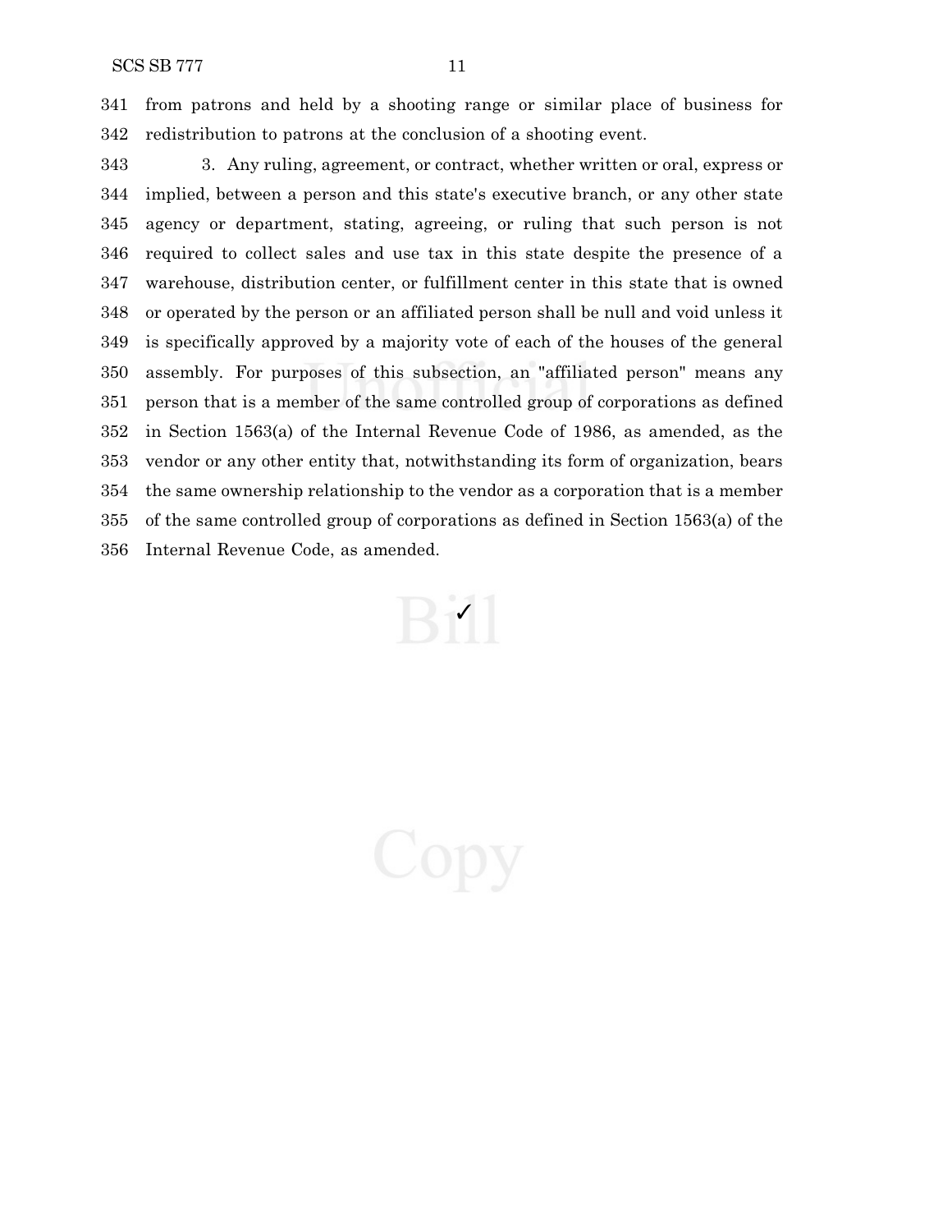from patrons and held by a shooting range or similar place of business for redistribution to patrons at the conclusion of a shooting event.

3. Any ruling, agreement, or contract, whether written or oral, express or implied, between a person and this state's executive branch, or any other state agency or department, stating, agreeing, or ruling that such person is not required to collect sales and use tax in this state despite the presence of a warehouse, distribution center, or fulfillment center in this state that is owned or operated by the person or an affiliated person shall be null and void unless it is specifically approved by a majority vote of each of the houses of the general assembly. For purposes of this subsection, an "affiliated person" means any person that is a member of the same controlled group of corporations as defined in Section 1563(a) of the Internal Revenue Code of 1986, as amended, as the vendor or any other entity that, notwithstanding its form of organization, bears the same ownership relationship to the vendor as a corporation that is a member of the same controlled group of corporations as defined in Section 1563(a) of the Internal Revenue Code, as amended.

✓